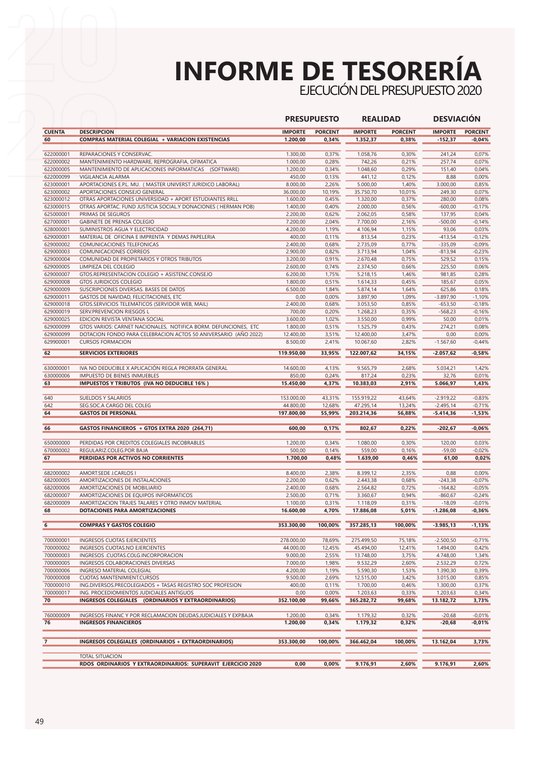# INFORME DE TESORERÍA

## EJECUCIÓN DEL PRESUPUESTO 2020

| | | PRESUPUESTO | | REALIDAD | | DESVIACIÓN | |
|---|---|---|---|---|---|---|---|
| **CUENTA** | **DESCRIPCION** | **IMPORTE** | **PORCENT** | **IMPORTE** | **PORCENT** | **IMPORTE** | **PORCENT** |
| **60** | **COMPRAS MATERIAL COLEGIAL + VARIACION EXISTENCIAS** | **1.200,00** | **0,34%** | **1.352,37** | **0,38%** | **-152,37** | **-0,04%** |
| 622000001 | REPARACIONES Y CONSERVAC. | 1.300,00 | 0,37% | 1.058,76 | 0,30% | 241,24 | 0,07% |
| 622000002 | MANTENIMIENTO HARDWARE, REPROGRAFIA, OFIMATICA | 1.000,00 | 0,28% | 742,26 | 0,21% | 257,74 | 0,07% |
| 622000005 | MANTENIMIENTO DE APLICACIONES INFORMATICAS (SOFTWARE) | 1.200,00 | 0,34% | 1.048,60 | 0,29% | 151,40 | 0,04% |
| 622000099 | VIGILANCIA ALARMA | 450,00 | 0,13% | 441,12 | 0,12% | 8,88 | 0,00% |
| 623000001 | APORTACIONES E.P.L. MU. ( MASTER UNIVERST JURIDICO LABORAL) | 8.000,00 | 2,26% | 5.000,00 | 1,40% | 3.000,00 | 0,85% |
| 623000002 | APORTACIONES CONSEJO GENERAL | 36.000,00 | 10,19% | 35.750,70 | 10,01% | 249,30 | 0,07% |
| 623000012 | OTRAS APORTACIONES UNIVERSIDAD + APORT ESTUDIANTES RRLL | 1.600,00 | 0,45% | 1.320,00 | 0,37% | 280,00 | 0,08% |
| 623000015 | OTRAS APORTAC. FUND JUSTICIA SOCIAL.Y DONACIONES ( HERMAN POB) | 1.400,00 | 0,40% | 2.000,00 | 0,56% | -600,00 | -0,17% |
| 625000001 | PRIMAS DE SEGUROS | 2.200,00 | 0,62% | 2.062,05 | 0,58% | 137,95 | 0,04% |
| 627000001 | GABINETE DE PRENSA COLEGIO | 7.200,00 | 2,04% | 7.700,00 | 2,16% | -500,00 | -0,14% |
| 628000001 | SUMINISTROS AGUA Y ELECTRICIDAD | 4.200,00 | 1,19% | 4.106,94 | 1,15% | 93,06 | 0,03% |
| 629000001 | MATERIAL DE OFICINA E IMPRENTA Y DEMAS PAPELERIA | 400,00 | 0,11% | 813,54 | 0,23% | -413,54 | -0,12% |
| 629000002 | COMUNICACIONES TELEFONICAS | 2.400,00 | 0,68% | 2.735,09 | 0,77% | -335,09 | -0,09% |
| 629000003 | COMUNICACIONES CORREOS | 2.900,00 | 0,82% | 3.713,94 | 1,04% | -813,94 | -0,23% |
| 629000004 | COMUNIDAD DE PROPIETARIOS Y OTROS TRIBUTOS | 3.200,00 | 0,91% | 2.670,48 | 0,75% | 529,52 | 0,15% |
| 629000005 | LIMPIEZA DEL COLEGIO | 2.600,00 | 0,74% | 2.374,50 | 0,66% | 225,50 | 0,06% |
| 629000007 | GTOS.REPRESENTACION COLEGIO + ASISTENC.CONSEJO | 6.200,00 | 1,75% | 5.218,15 | 1,46% | 981,85 | 0,28% |
| 629000008 | GTOS JURIDICOS COLEGIO | 1.800,00 | 0,51% | 1.614,33 | 0,45% | 185,67 | 0,05% |
| 629000009 | SUSCRIPCIONES DIVERSAS. BASES DE DATOS | 6.500,00 | 1,84% | 5.874,14 | 1,64% | 625,86 | 0,18% |
| 629000011 | GASTOS DE NAVIDAD, FELICITACIONES, ETC | 0,00 | 0,00% | 3.897,90 | 1,09% | -3.897,90 | -1,10% |
| 629000018 | GTOS.SERVICIOS TELEMATICOS (SERVIDOR WEB, MAIL) | 2.400,00 | 0,68% | 3.053,50 | 0,85% | -653,50 | -0,18% |
| 629000019 | SERV.PREVENCION RIESGOS L | 700,00 | 0,20% | 1.268,23 | 0,35% | -568,23 | -0,16% |
| 629000025 | EDICION REVISTA VENTANA SOCIAL | 3.600,00 | 1,02% | 3.550,00 | 0,99% | 50,00 | 0,01% |
| 629000099 | GTOS VARIOS: CARNET NACIONALES, NOTIFICA BORM. DEFUNCIONES, ETC | 1.800,00 | 0,51% | 1.525,79 | 0,43% | 274,21 | 0,08% |
| 629000099 | DOTACION FONDO PARA CELEBRACION ACTOS 50 ANIVERSARIO (AÑO 2022) | 12.400,00 | 3,51% | 12.400,00 | 3,47% | 0,00 | 0,00% |
| 629900001 | CURSOS FORMACION | 8.500,00 | 2,41% | 10.067,60 | 2,82% | -1.567,60 | -0,44% |
| **62** | **SERVICIOS EXTERIORES** | **119.950,00** | **33,95%** | **122.007,62** | **34,15%** | **-2.057,62** | **-0,58%** |
| 630000001 | IVA NO DEDUCIBLE X APLICACIÓN REGLA PRORRATA GENERAL | 14.600,00 | 4,13% | 9.565,79 | 2,68% | 5.034,21 | 1,42% |
| 630000006 | IMPUESTO DE BIENES INMUEBLES | 850,00 | 0,24% | 817,24 | 0,23% | 32,76 | 0,01% |
| **63** | **IMPUESTOS Y TRIBUTOS (IVA NO DEDUCIBLE 16% )** | **15.450,00** | **4,37%** | **10.383,03** | **2,91%** | **5.066,97** | **1,43%** |
| 640 | SUELDOS Y SALARIOS | 153.000,00 | 43,31% | 155.919,22 | 43,64% | -2.919,22 | -0,83% |
| 642 | SEG.SOC.A CARGO DEL COLEG | 44.800,00 | 12,68% | 47.295,14 | 13,24% | -2.495,14 | -0,71% |
| **64** | **GASTOS DE PERSONAL** | **197.800,00** | **55,99%** | **203.214,36** | **56,88%** | **-5.414,36** | **-1,53%** |
| **66** | **GASTOS FINANCIEROS + GTOS EXTRA 2020 (264,71)** | **600,00** | **0,17%** | **802,67** | **0,22%** | **-202,67** | **-0,06%** |
| 650000000 | PERDIDAS POR CREDITOS COLEGIALES INCOBRABLES | 1.200,00 | 0,34% | 1.080,00 | 0,30% | 120,00 | 0,03% |
| 670000002 | REGULARIZ.COLEG.POR BAJA | 500,00 | 0,14% | 559,00 | 0,16% | -59,00 | -0,02% |
| **67** | **PERDIDAS POR ACTIVOS NO CORRIENTES** | **1.700,00** | **0,48%** | **1.639,00** | **0,46%** | **61,00** | **0,02%** |
| 682000002 | AMORT.SEDE J.CARLOS I | 8.400,00 | 2,38% | 8.399,12 | 2,35% | 0,88 | 0,00% |
| 682000005 | AMORTIZACIONES DE INSTALACIONES | 2.200,00 | 0,62% | 2.443,38 | 0,68% | -243,38 | -0,07% |
| 682000006 | AMORTIZACIONES DE MOBILIARIO | 2.400,00 | 0,68% | 2.564,82 | 0,72% | -164,82 | -0,05% |
| 682000007 | AMORTIZACIONES DE EQUIPOS INFORMATICOS | 2.500,00 | 0,71% | 3.360,67 | 0,94% | -860,67 | -0,24% |
| 682000009 | AMORTIZACION TRAJES TALARES Y OTRO INMOV MATERIAL | 1.100,00 | 0,31% | 1.118,09 | 0,31% | -18,09 | -0,01% |
| **68** | **DOTACIONES PARA AMORTIZACIONES** | **16.600,00** | **4,70%** | **17.886,08** | **5,01%** | **-1.286,08** | **-0,36%** |
| **6** | **COMPRAS Y GASTOS COLEGIO** | **353.300,00** | **100,00%** | **357.285,13** | **100,00%** | **-3.985,13** | **-1,13%** |
| 700000001 | INGRESOS CUOTAS EJERCIENTES | 278.000,00 | 78,69% | 275.499,50 | 75,18% | -2.500,50 | -0,71% |
| 700000002 | INGRESOS CUOTAS.NO EJERCIENTES | 44.000,00 | 12,45% | 45.494,00 | 12,41% | 1.494,00 | 0,42% |
| 700000003 | INGRESOS .CUOTAS.COLG.INCORPORACION | 9.000,00 | 2,55% | 13.748,00 | 3,75% | 4.748,00 | 1,34% |
| 700000005 | INGRESOS COLABORACIONES DIVERSAS | 7.000,00 | 1,98% | 9.532,29 | 2,60% | 2.532,29 | 0,72% |
| 700000006 | INGRESO MATERIAL COLEGIAL | 4.200,00 | 1,19% | 5.590,30 | 1,53% | 1.390,30 | 0,39% |
| 700000008 | CUOTAS MANTENIMIENT.CURSOS | 9.500,00 | 2,69% | 12.515,00 | 3,42% | 3.015,00 | 0,85% |
| 700000010 | ING.DIVERSOS.PRECOLEGIADOS + TASAS REGISTRO SOC PROFESION | 400,00 | 0,11% | 1.700,00 | 0,46% | 1.300,00 | 0,37% |
| 700000017 | ING. PROCEDIOMIENTOS JUDICIALES ANTIGUOS | 0,00 | 0,00% | 1.203,63 | 0,33% | 1.203,63 | 0,34% |
| **70** | **INGRESOS COLEGIALES (ORDINARIOS Y EXTRAORDINARIOS)** | **352.100,00** | **99,66%** | **365.282,72** | **99,68%** | **13.182,72** | **3,73%** |
| 760000009 | INGRESOS FINANC Y POR RECLAMACION DEUDAS.JUDICIALES Y EXP.BAJA | 1.200,00 | 0,34% | 1.179,32 | 0,32% | -20,68 | -0,01% |
| **76** | **INGRESOS FINANCIEROS** | **1.200,00** | **0,34%** | **1.179,32** | **0,32%** | **-20,68** | **-0,01%** |
| **7** | **INGRESOS COLEGIALES (ORDINARIOS + EXTRAORDINARIOS)** | **353.300,00** | **100,00%** | **366.462,04** | **100,00%** | **13.162,04** | **3,73%** |
| | TOTAL SITUACION | | | | | | |
| | **RDOS ORDINARIOS Y EXTRAORDINARIOS: SUPERAVIT EJERCICIO 2020** | **0,00** | **0,00%** | **9.176,91** | **2,60%** | **9.176,91** | **2,60%** |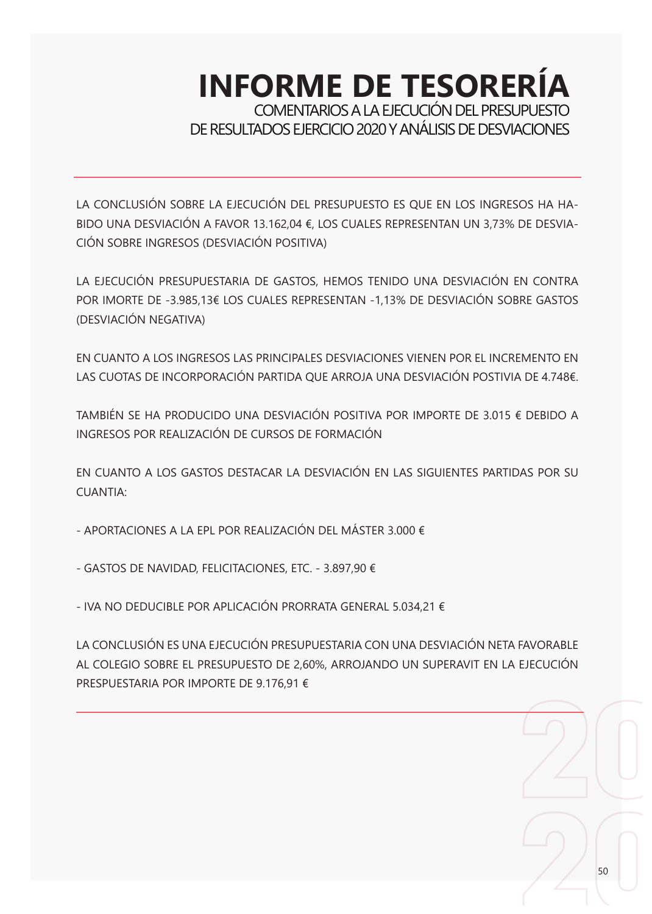# INFORME DE TESORERÍA

## COMENTARIOS A LA EJECUCIÓN DEL PRESUPUESTO DE RESULTADOS EJERCICIO 2020 Y ANÁLISIS DE DESVIACIONES

LA CONCLUSIÓN SOBRE LA EJECUCIÓN DEL PRESUPUESTO ES QUE EN LOS INGRESOS HA HABIDO UNA DESVIACIÓN A FAVOR 13.162,04 €, LOS CUALES REPRESENTAN UN 3,73% DE DESVIACIÓN SOBRE INGRESOS (DESVIACIÓN POSITIVA)

LA EJECUCIÓN PRESUPUESTARIA DE GASTOS, HEMOS TENIDO UNA DESVIACIÓN EN CONTRA POR IMORTE DE -3.985,13€ LOS CUALES REPRESENTAN -1,13% DE DESVIACIÓN SOBRE GASTOS (DESVIACIÓN NEGATIVA)

EN CUANTO A LOS INGRESOS LAS PRINCIPALES DESVIACIONES VIENEN POR EL INCREMENTO EN LAS CUOTAS DE INCORPORACIÓN PARTIDA QUE ARROJA UNA DESVIACIÓN POSTIVIA DE 4.748€.

TAMBIÉN SE HA PRODUCIDO UNA DESVIACIÓN POSITIVA POR IMPORTE DE 3.015 € DEBIDO A INGRESOS POR REALIZACIÓN DE CURSOS DE FORMACIÓN

EN CUANTO A LOS GASTOS DESTACAR LA DESVIACIÓN EN LAS SIGUIENTES PARTIDAS POR SU CUANTIA:

- APORTACIONES A LA EPL POR REALIZACIÓN DEL MÁSTER 3.000 €

- GASTOS DE NAVIDAD, FELICITACIONES, ETC. - 3.897,90 €

- IVA NO DEDUCIBLE POR APLICACIÓN PRORRATA GENERAL 5.034,21 €

LA CONCLUSIÓN ES UNA EJECUCIÓN PRESUPUESTARIA CON UNA DESVIACIÓN NETA FAVORABLE AL COLEGIO SOBRE EL PRESUPUESTO DE 2,60%, ARROJANDO UN SUPERAVIT EN LA EJECUCIÓN PRESPUESTARIA POR IMPORTE DE 9.176,91 €